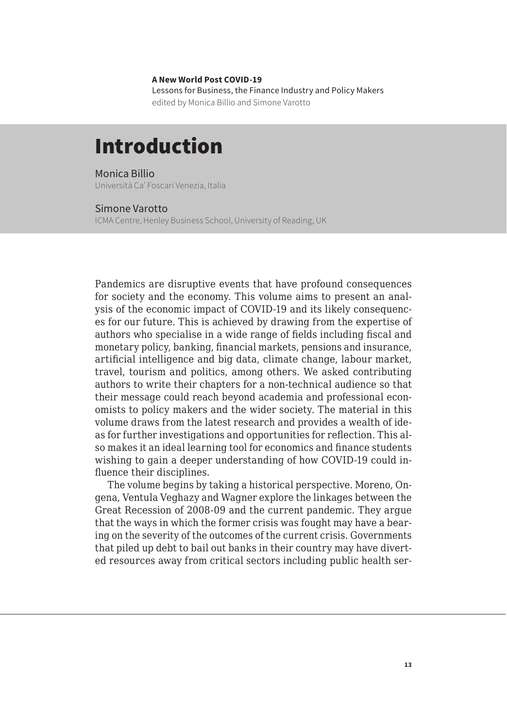**A New World Post COVID-19**
Lessons for Business, the Finance Industry and Policy Makers
edited by Monica Billio and Simone Varotto

# Introduction

Monica Billio
Università Ca' Foscari Venezia, Italia

Simone Varotto
ICMA Centre, Henley Business School, University of Reading, UK

Pandemics are disruptive events that have profound consequences for society and the economy. This volume aims to present an analysis of the economic impact of COVID-19 and its likely consequences for our future. This is achieved by drawing from the expertise of authors who specialise in a wide range of fields including fiscal and monetary policy, banking, financial markets, pensions and insurance, artificial intelligence and big data, climate change, labour market, travel, tourism and politics, among others. We asked contributing authors to write their chapters for a non-technical audience so that their message could reach beyond academia and professional economists to policy makers and the wider society. The material in this volume draws from the latest research and provides a wealth of ideas for further investigations and opportunities for reflection. This also makes it an ideal learning tool for economics and finance students wishing to gain a deeper understanding of how COVID-19 could influence their disciplines.

The volume begins by taking a historical perspective. Moreno, Ongena, Ventula Veghazy and Wagner explore the linkages between the Great Recession of 2008-09 and the current pandemic. They argue that the ways in which the former crisis was fought may have a bearing on the severity of the outcomes of the current crisis. Governments that piled up debt to bail out banks in their country may have diverted resources away from critical sectors including public health ser-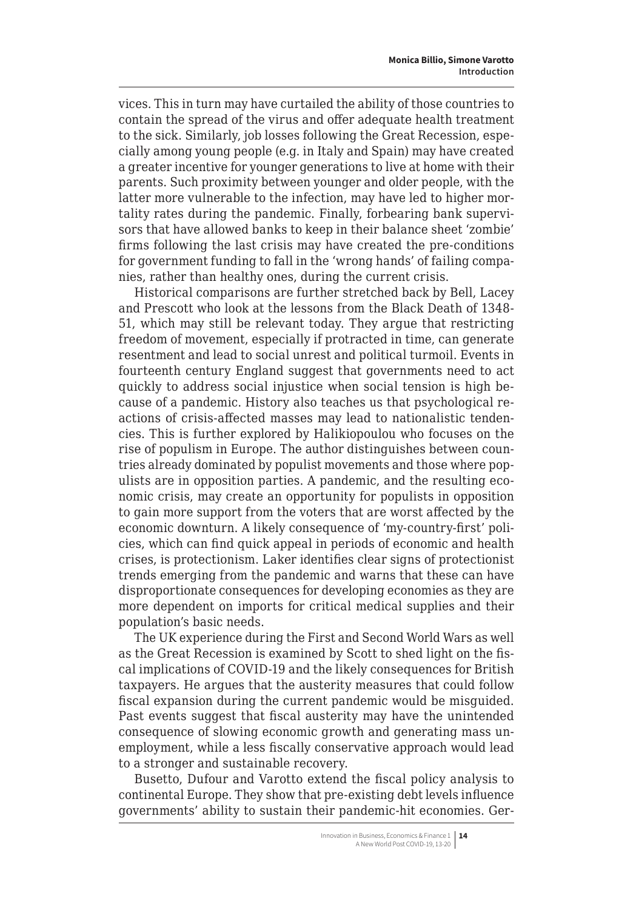vices. This in turn may have curtailed the ability of those countries to contain the spread of the virus and offer adequate health treatment to the sick. Similarly, job losses following the Great Recession, especially among young people (e.g. in Italy and Spain) may have created a greater incentive for younger generations to live at home with their parents. Such proximity between younger and older people, with the latter more vulnerable to the infection, may have led to higher mortality rates during the pandemic. Finally, forbearing bank supervisors that have allowed banks to keep in their balance sheet 'zombie' firms following the last crisis may have created the pre-conditions for government funding to fall in the 'wrong hands' of failing companies, rather than healthy ones, during the current crisis.

Historical comparisons are further stretched back by Bell, Lacey and Prescott who look at the lessons from the Black Death of 1348-51, which may still be relevant today. They argue that restricting freedom of movement, especially if protracted in time, can generate resentment and lead to social unrest and political turmoil. Events in fourteenth century England suggest that governments need to act quickly to address social injustice when social tension is high because of a pandemic. History also teaches us that psychological reactions of crisis-affected masses may lead to nationalistic tendencies. This is further explored by Halikiopoulou who focuses on the rise of populism in Europe. The author distinguishes between countries already dominated by populist movements and those where populists are in opposition parties. A pandemic, and the resulting economic crisis, may create an opportunity for populists in opposition to gain more support from the voters that are worst affected by the economic downturn. A likely consequence of 'my-country-first' policies, which can find quick appeal in periods of economic and health crises, is protectionism. Laker identifies clear signs of protectionist trends emerging from the pandemic and warns that these can have disproportionate consequences for developing economies as they are more dependent on imports for critical medical supplies and their population's basic needs.

The UK experience during the First and Second World Wars as well as the Great Recession is examined by Scott to shed light on the fiscal implications of COVID-19 and the likely consequences for British taxpayers. He argues that the austerity measures that could follow fiscal expansion during the current pandemic would be misguided. Past events suggest that fiscal austerity may have the unintended consequence of slowing economic growth and generating mass unemployment, while a less fiscally conservative approach would lead to a stronger and sustainable recovery.

Busetto, Dufour and Varotto extend the fiscal policy analysis to continental Europe. They show that pre-existing debt levels influence governments' ability to sustain their pandemic-hit economies. Ger-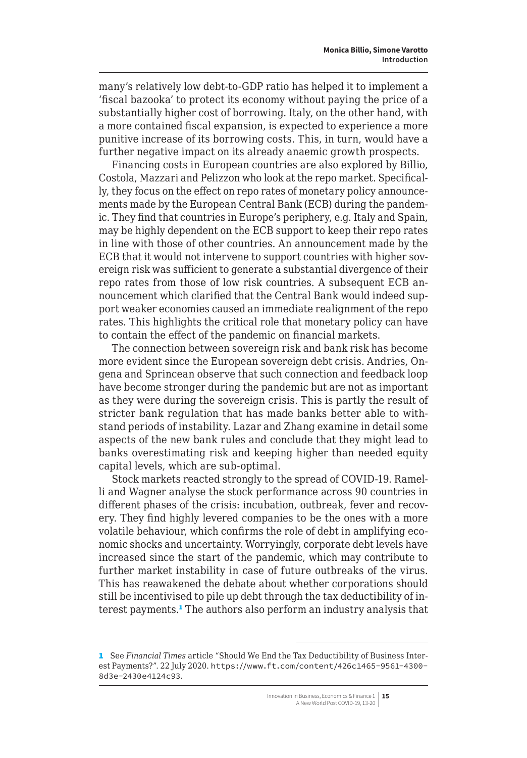many's relatively low debt-to-GDP ratio has helped it to implement a 'fiscal bazooka' to protect its economy without paying the price of a substantially higher cost of borrowing. Italy, on the other hand, with a more contained fiscal expansion, is expected to experience a more punitive increase of its borrowing costs. This, in turn, would have a further negative impact on its already anaemic growth prospects.

Financing costs in European countries are also explored by Billio, Costola, Mazzari and Pelizzon who look at the repo market. Specifically, they focus on the effect on repo rates of monetary policy announcements made by the European Central Bank (ECB) during the pandemic. They find that countries in Europe's periphery, e.g. Italy and Spain, may be highly dependent on the ECB support to keep their repo rates in line with those of other countries. An announcement made by the ECB that it would not intervene to support countries with higher sovereign risk was sufficient to generate a substantial divergence of their repo rates from those of low risk countries. A subsequent ECB announcement which clarified that the Central Bank would indeed support weaker economies caused an immediate realignment of the repo rates. This highlights the critical role that monetary policy can have to contain the effect of the pandemic on financial markets.

The connection between sovereign risk and bank risk has become more evident since the European sovereign debt crisis. Andries, Ongena and Sprincean observe that such connection and feedback loop have become stronger during the pandemic but are not as important as they were during the sovereign crisis. This is partly the result of stricter bank regulation that has made banks better able to withstand periods of instability. Lazar and Zhang examine in detail some aspects of the new bank rules and conclude that they might lead to banks overestimating risk and keeping higher than needed equity capital levels, which are sub-optimal.

Stock markets reacted strongly to the spread of COVID-19. Ramelli and Wagner analyse the stock performance across 90 countries in different phases of the crisis: incubation, outbreak, fever and recovery. They find highly levered companies to be the ones with a more volatile behaviour, which confirms the role of debt in amplifying economic shocks and uncertainty. Worryingly, corporate debt levels have increased since the start of the pandemic, which may contribute to further market instability in case of future outbreaks of the virus. This has reawakened the debate about whether corporations should still be incentivised to pile up debt through the tax deductibility of interest payments.[1] The authors also perform an industry analysis that

[1] See *Financial Times* article "Should We End the Tax Deductibility of Business Interest Payments?". 22 July 2020. https://www.ft.com/content/426c1465-9561-4300-8d3e-2430e4124c93.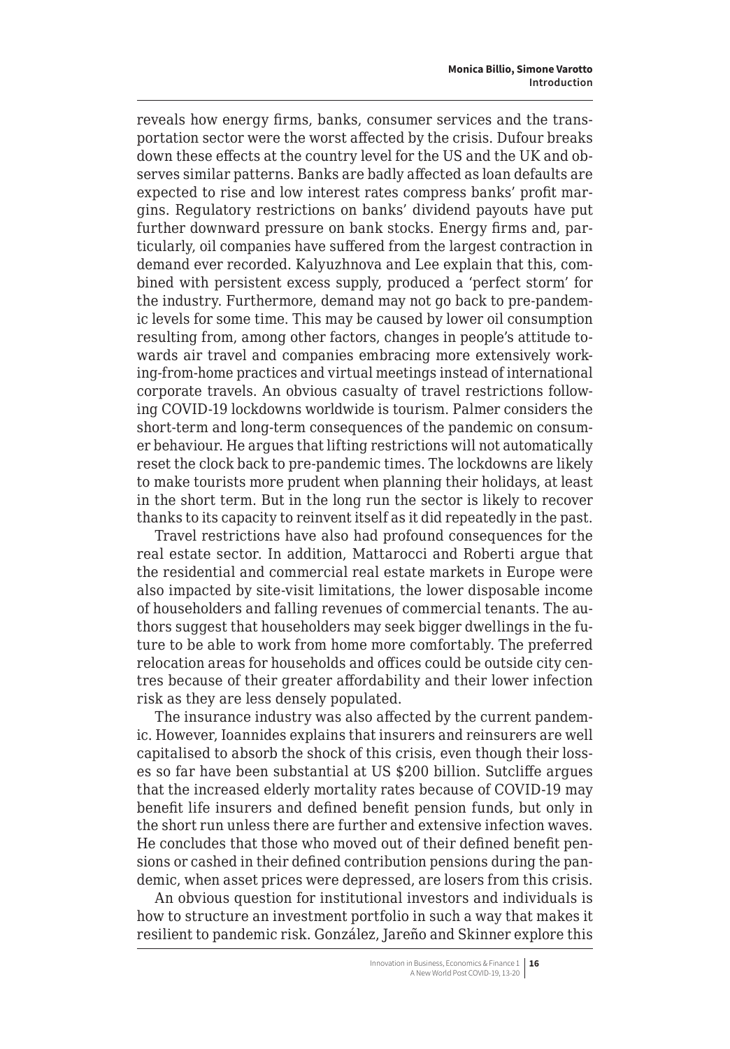reveals how energy firms, banks, consumer services and the transportation sector were the worst affected by the crisis. Dufour breaks down these effects at the country level for the US and the UK and observes similar patterns. Banks are badly affected as loan defaults are expected to rise and low interest rates compress banks' profit margins. Regulatory restrictions on banks' dividend payouts have put further downward pressure on bank stocks. Energy firms and, particularly, oil companies have suffered from the largest contraction in demand ever recorded. Kalyuzhnova and Lee explain that this, combined with persistent excess supply, produced a 'perfect storm' for the industry. Furthermore, demand may not go back to pre-pandemic levels for some time. This may be caused by lower oil consumption resulting from, among other factors, changes in people's attitude towards air travel and companies embracing more extensively working-from-home practices and virtual meetings instead of international corporate travels. An obvious casualty of travel restrictions following COVID-19 lockdowns worldwide is tourism. Palmer considers the short-term and long-term consequences of the pandemic on consumer behaviour. He argues that lifting restrictions will not automatically reset the clock back to pre-pandemic times. The lockdowns are likely to make tourists more prudent when planning their holidays, at least in the short term. But in the long run the sector is likely to recover thanks to its capacity to reinvent itself as it did repeatedly in the past.

Travel restrictions have also had profound consequences for the real estate sector. In addition, Mattarocci and Roberti argue that the residential and commercial real estate markets in Europe were also impacted by site-visit limitations, the lower disposable income of householders and falling revenues of commercial tenants. The authors suggest that householders may seek bigger dwellings in the future to be able to work from home more comfortably. The preferred relocation areas for households and offices could be outside city centres because of their greater affordability and their lower infection risk as they are less densely populated.

The insurance industry was also affected by the current pandemic. However, Ioannides explains that insurers and reinsurers are well capitalised to absorb the shock of this crisis, even though their losses so far have been substantial at US $200 billion. Sutcliffe argues that the increased elderly mortality rates because of COVID-19 may benefit life insurers and defined benefit pension funds, but only in the short run unless there are further and extensive infection waves. He concludes that those who moved out of their defined benefit pensions or cashed in their defined contribution pensions during the pandemic, when asset prices were depressed, are losers from this crisis.

An obvious question for institutional investors and individuals is how to structure an investment portfolio in such a way that makes it resilient to pandemic risk. González, Jareño and Skinner explore this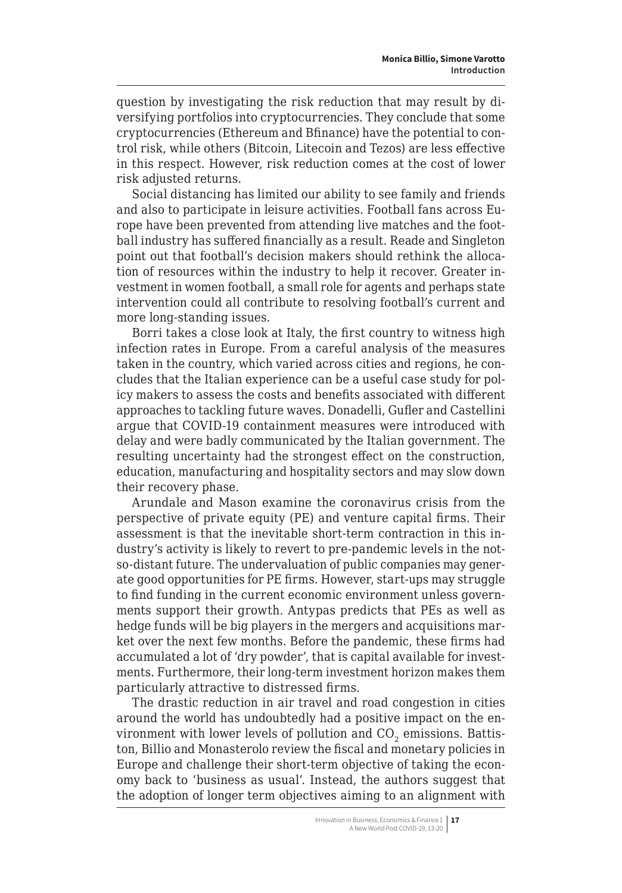question by investigating the risk reduction that may result by diversifying portfolios into cryptocurrencies. They conclude that some cryptocurrencies (Ethereum and Bfinance) have the potential to control risk, while others (Bitcoin, Litecoin and Tezos) are less effective in this respect. However, risk reduction comes at the cost of lower risk adjusted returns.

Social distancing has limited our ability to see family and friends and also to participate in leisure activities. Football fans across Europe have been prevented from attending live matches and the football industry has suffered financially as a result. Reade and Singleton point out that football's decision makers should rethink the allocation of resources within the industry to help it recover. Greater investment in women football, a small role for agents and perhaps state intervention could all contribute to resolving football's current and more long-standing issues.

Borri takes a close look at Italy, the first country to witness high infection rates in Europe. From a careful analysis of the measures taken in the country, which varied across cities and regions, he concludes that the Italian experience can be a useful case study for policy makers to assess the costs and benefits associated with different approaches to tackling future waves. Donadelli, Gufler and Castellini argue that COVID-19 containment measures were introduced with delay and were badly communicated by the Italian government. The resulting uncertainty had the strongest effect on the construction, education, manufacturing and hospitality sectors and may slow down their recovery phase.

Arundale and Mason examine the coronavirus crisis from the perspective of private equity (PE) and venture capital firms. Their assessment is that the inevitable short-term contraction in this industry's activity is likely to revert to pre-pandemic levels in the not-so-distant future. The undervaluation of public companies may generate good opportunities for PE firms. However, start-ups may struggle to find funding in the current economic environment unless governments support their growth. Antypas predicts that PEs as well as hedge funds will be big players in the mergers and acquisitions market over the next few months. Before the pandemic, these firms had accumulated a lot of 'dry powder', that is capital available for investments. Furthermore, their long-term investment horizon makes them particularly attractive to distressed firms.

The drastic reduction in air travel and road congestion in cities around the world has undoubtedly had a positive impact on the environment with lower levels of pollution and $CO_2$ emissions. Battiston, Billio and Monasterolo review the fiscal and monetary policies in Europe and challenge their short-term objective of taking the economy back to 'business as usual'. Instead, the authors suggest that the adoption of longer term objectives aiming to an alignment with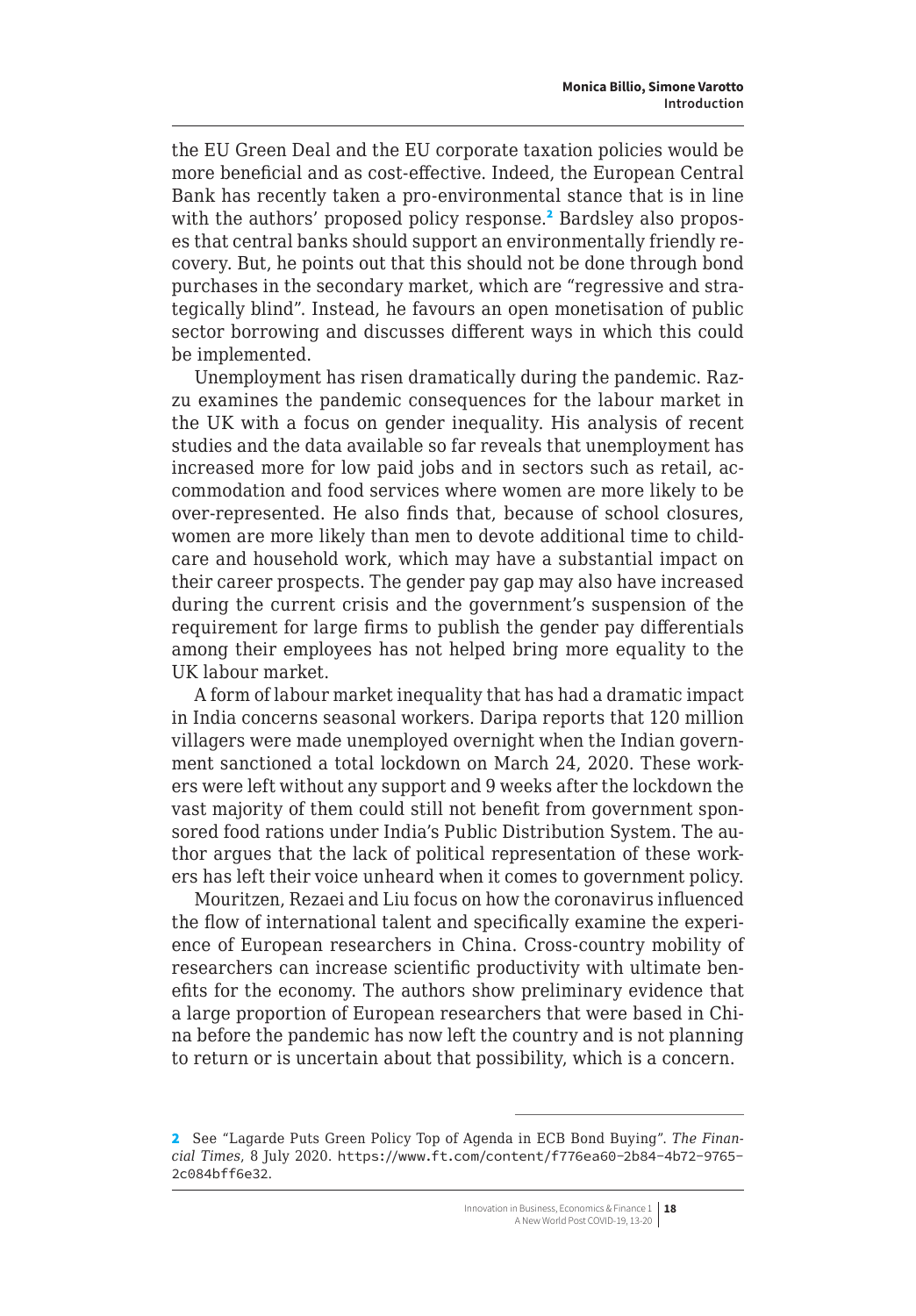the EU Green Deal and the EU corporate taxation policies would be more beneficial and as cost-effective. Indeed, the European Central Bank has recently taken a pro-environmental stance that is in line with the authors' proposed policy response.[2] Bardsley also proposes that central banks should support an environmentally friendly recovery. But, he points out that this should not be done through bond purchases in the secondary market, which are "regressive and strategically blind". Instead, he favours an open monetisation of public sector borrowing and discusses different ways in which this could be implemented.

Unemployment has risen dramatically during the pandemic. Razzu examines the pandemic consequences for the labour market in the UK with a focus on gender inequality. His analysis of recent studies and the data available so far reveals that unemployment has increased more for low paid jobs and in sectors such as retail, accommodation and food services where women are more likely to be over-represented. He also finds that, because of school closures, women are more likely than men to devote additional time to childcare and household work, which may have a substantial impact on their career prospects. The gender pay gap may also have increased during the current crisis and the government's suspension of the requirement for large firms to publish the gender pay differentials among their employees has not helped bring more equality to the UK labour market.

A form of labour market inequality that has had a dramatic impact in India concerns seasonal workers. Daripa reports that 120 million villagers were made unemployed overnight when the Indian government sanctioned a total lockdown on March 24, 2020. These workers were left without any support and 9 weeks after the lockdown the vast majority of them could still not benefit from government sponsored food rations under India's Public Distribution System. The author argues that the lack of political representation of these workers has left their voice unheard when it comes to government policy.

Mouritzen, Rezaei and Liu focus on how the coronavirus influenced the flow of international talent and specifically examine the experience of European researchers in China. Cross-country mobility of researchers can increase scientific productivity with ultimate benefits for the economy. The authors show preliminary evidence that a large proportion of European researchers that were based in China before the pandemic has now left the country and is not planning to return or is uncertain about that possibility, which is a concern.

---

[2] See "Lagarde Puts Green Policy Top of Agenda in ECB Bond Buying". *The Financial Times*, 8 July 2020. https://www.ft.com/content/f776ea60-2b84-4b72-9765-2c084bff6e32.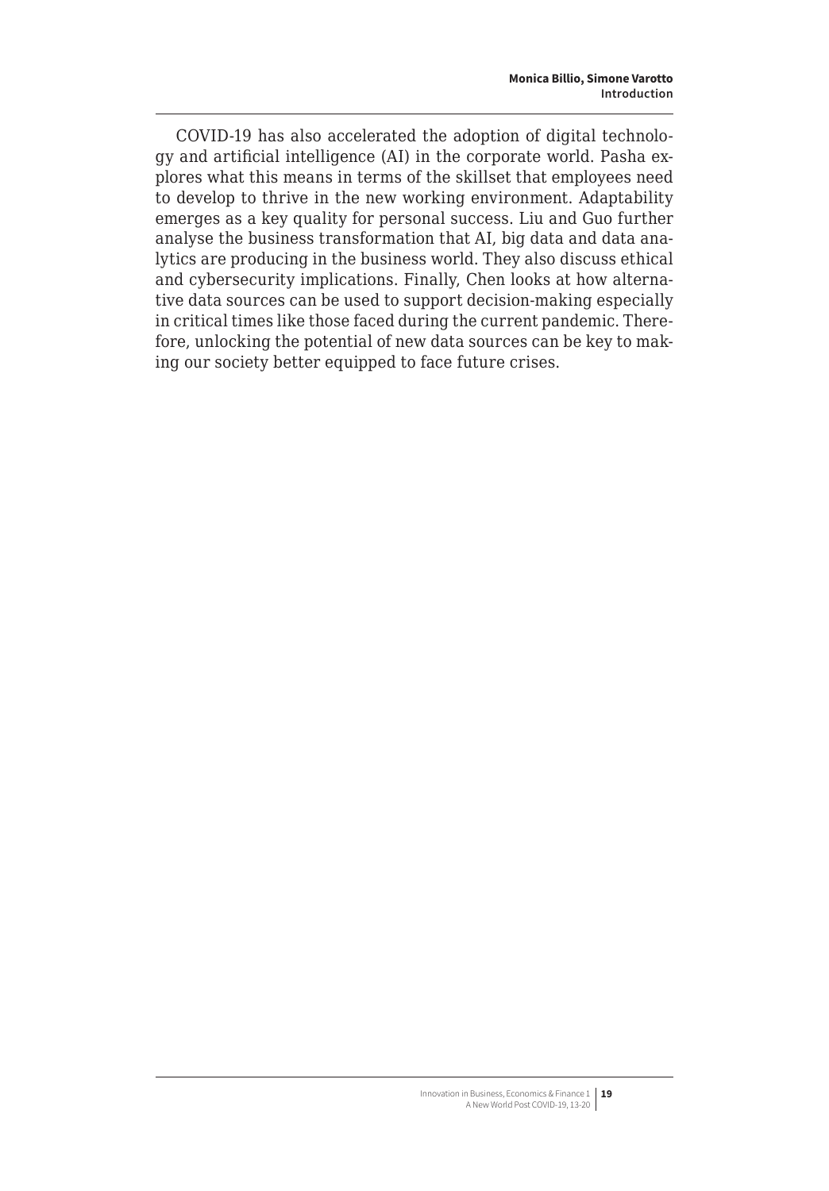COVID-19 has also accelerated the adoption of digital technology and artificial intelligence (AI) in the corporate world. Pasha explores what this means in terms of the skillset that employees need to develop to thrive in the new working environment. Adaptability emerges as a key quality for personal success. Liu and Guo further analyse the business transformation that AI, big data and data analytics are producing in the business world. They also discuss ethical and cybersecurity implications. Finally, Chen looks at how alternative data sources can be used to support decision-making especially in critical times like those faced during the current pandemic. Therefore, unlocking the potential of new data sources can be key to making our society better equipped to face future crises.